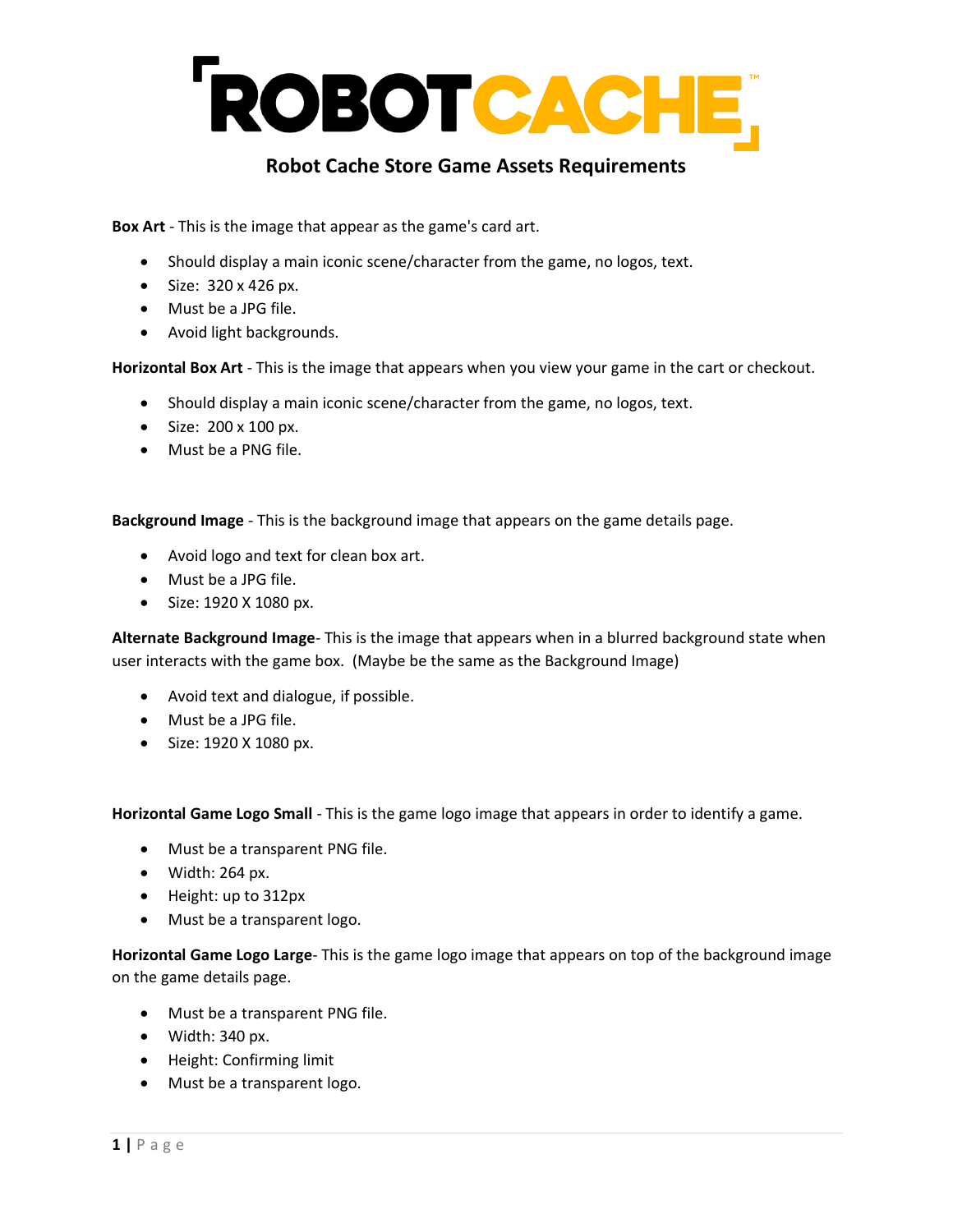# ROBOTCACHE™

## Robot Cache Store Game Assets Requirements

**Box Art** - This is the image that appear as the game's card art.

- Should display a main iconic scene/character from the game, no logos, text.
- Size: 320 x 426 px.
- Must be a JPG file.
- Avoid light backgrounds.

**Horizontal Box Art** - This is the image that appears when you view your game in the cart or checkout.

- Should display a main iconic scene/character from the game, no logos, text.
- Size: 200 x 100 px.
- Must be a PNG file.

**Background Image** - This is the background image that appears on the game details page.

- Avoid logo and text for clean box art.
- Must be a JPG file.
- Size: 1920 X 1080 px.

**Alternate Background Image**- This is the image that appears when in a blurred background state when user interacts with the game box. (Maybe be the same as the Background Image)

- Avoid text and dialogue, if possible.
- Must be a JPG file.
- Size: 1920 X 1080 px.

**Horizontal Game Logo Small** - This is the game logo image that appears in order to identify a game.

- Must be a transparent PNG file.
- Width: 264 px.
- Height: up to 312px
- Must be a transparent logo.

**Horizontal Game Logo Large**- This is the game logo image that appears on top of the background image on the game details page.

- Must be a transparent PNG file.
- Width: 340 px.
- Height: Confirming limit
- Must be a transparent logo.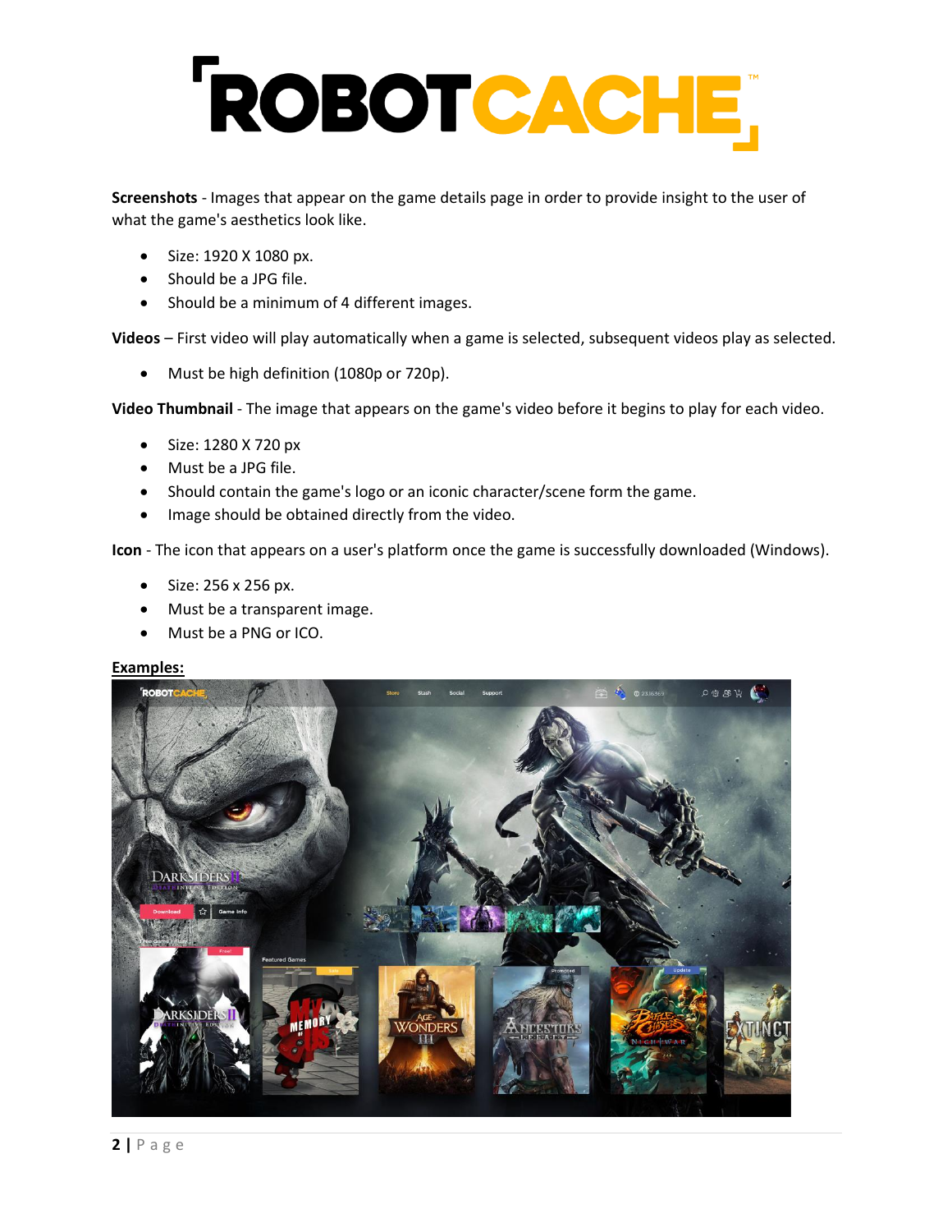**Screenshots** - Images that appear on the game details page in order to provide insight to the user of what the game's aesthetics look like.

- Size: 1920 X 1080 px.
- Should be a JPG file.
- Should be a minimum of 4 different images.

**Videos** – First video will play automatically when a game is selected, subsequent videos play as selected.

- Must be high definition (1080p or 720p).

**Video Thumbnail** - The image that appears on the game's video before it begins to play for each video.

- Size: 1280 X 720 px
- Must be a JPG file.
- Should contain the game's logo or an iconic character/scene form the game.
- Image should be obtained directly from the video.

**Icon** - The icon that appears on a user's platform once the game is successfully downloaded (Windows).

- Size: 256 x 256 px.
- Must be a transparent image.
- Must be a PNG or ICO.

**<u>Examples:</u>**